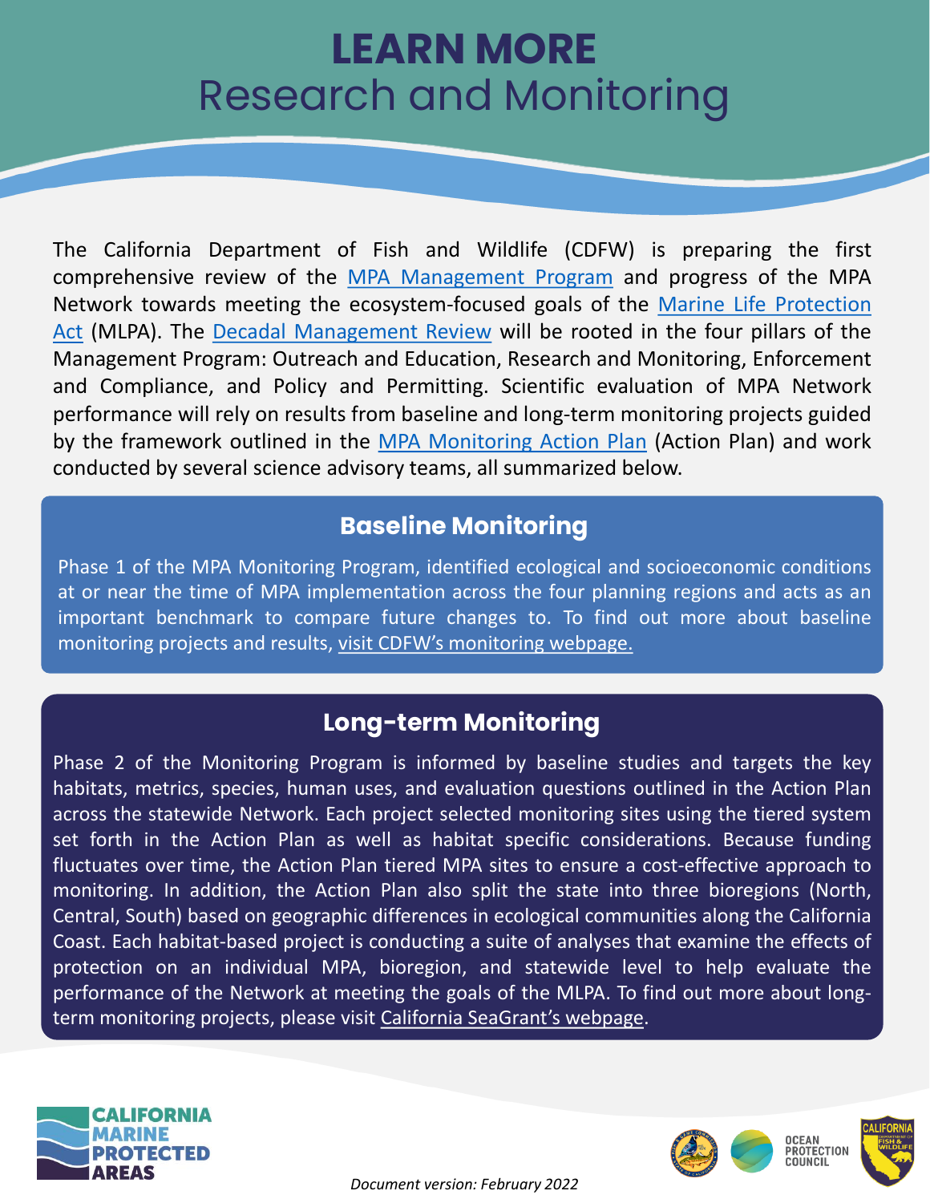# LEARN MORE
## Research and Monitoring

The California Department of Fish and Wildlife (CDFW) is preparing the first comprehensive review of the MPA Management Program and progress of the MPA Network towards meeting the ecosystem-focused goals of the Marine Life Protection Act (MLPA). The Decadal Management Review will be rooted in the four pillars of the Management Program: Outreach and Education, Research and Monitoring, Enforcement and Compliance, and Policy and Permitting. Scientific evaluation of MPA Network performance will rely on results from baseline and long-term monitoring projects guided by the framework outlined in the MPA Monitoring Action Plan (Action Plan) and work conducted by several science advisory teams, all summarized below.

### Baseline Monitoring

Phase 1 of the MPA Monitoring Program, identified ecological and socioeconomic conditions at or near the time of MPA implementation across the four planning regions and acts as an important benchmark to compare future changes to. To find out more about baseline monitoring projects and results, visit CDFW's monitoring webpage.

### Long-term Monitoring

Phase 2 of the Monitoring Program is informed by baseline studies and targets the key habitats, metrics, species, human uses, and evaluation questions outlined in the Action Plan across the statewide Network. Each project selected monitoring sites using the tiered system set forth in the Action Plan as well as habitat specific considerations. Because funding fluctuates over time, the Action Plan tiered MPA sites to ensure a cost-effective approach to monitoring. In addition, the Action Plan also split the state into three bioregions (North, Central, South) based on geographic differences in ecological communities along the California Coast. Each habitat-based project is conducting a suite of analyses that examine the effects of protection on an individual MPA, bioregion, and statewide level to help evaluate the performance of the Network at meeting the goals of the MLPA. To find out more about long-term monitoring projects, please visit California SeaGrant's webpage.

CALIFORNIA MARINE PROTECTED AREAS

OCEAN PROTECTION COUNCIL

*Document version: February 2022*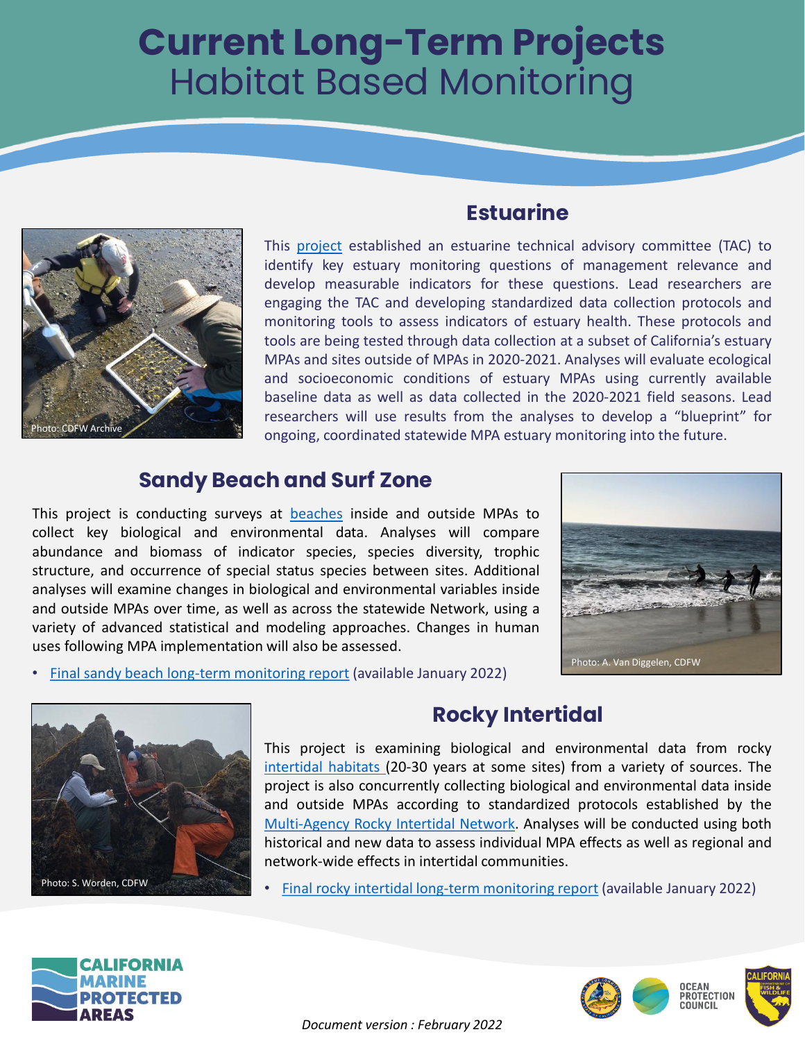# Current Long-Term Projects
## Habitat Based Monitoring

### Estuarine

Photo: CDFW Archive

This project established an estuarine technical advisory committee (TAC) to identify key estuary monitoring questions of management relevance and develop measurable indicators for these questions. Lead researchers are engaging the TAC and developing standardized data collection protocols and monitoring tools to assess indicators of estuary health. These protocols and tools are being tested through data collection at a subset of California's estuary MPAs and sites outside of MPAs in 2020-2021. Analyses will evaluate ecological and socioeconomic conditions of estuary MPAs using currently available baseline data as well as data collected in the 2020-2021 field seasons. Lead researchers will use results from the analyses to develop a "blueprint" for ongoing, coordinated statewide MPA estuary monitoring into the future.

### Sandy Beach and Surf Zone

This project is conducting surveys at beaches inside and outside MPAs to collect key biological and environmental data. Analyses will compare abundance and biomass of indicator species, species diversity, trophic structure, and occurrence of special status species between sites. Additional analyses will examine changes in biological and environmental variables inside and outside MPAs over time, as well as across the statewide Network, using a variety of advanced statistical and modeling approaches. Changes in human uses following MPA implementation will also be assessed.

- Final sandy beach long-term monitoring report (available January 2022)

Photo: A. Van Diggelen, CDFW

### Rocky Intertidal

Photo: S. Worden, CDFW

This project is examining biological and environmental data from rocky intertidal habitats (20-30 years at some sites) from a variety of sources. The project is also concurrently collecting biological and environmental data inside and outside MPAs according to standardized protocols established by the Multi-Agency Rocky Intertidal Network. Analyses will be conducted using both historical and new data to assess individual MPA effects as well as regional and network-wide effects in intertidal communities.

- Final rocky intertidal long-term monitoring report (available January 2022)

CALIFORNIA MARINE PROTECTED AREAS

OCEAN PROTECTION COUNCIL

*Document version : February 2022*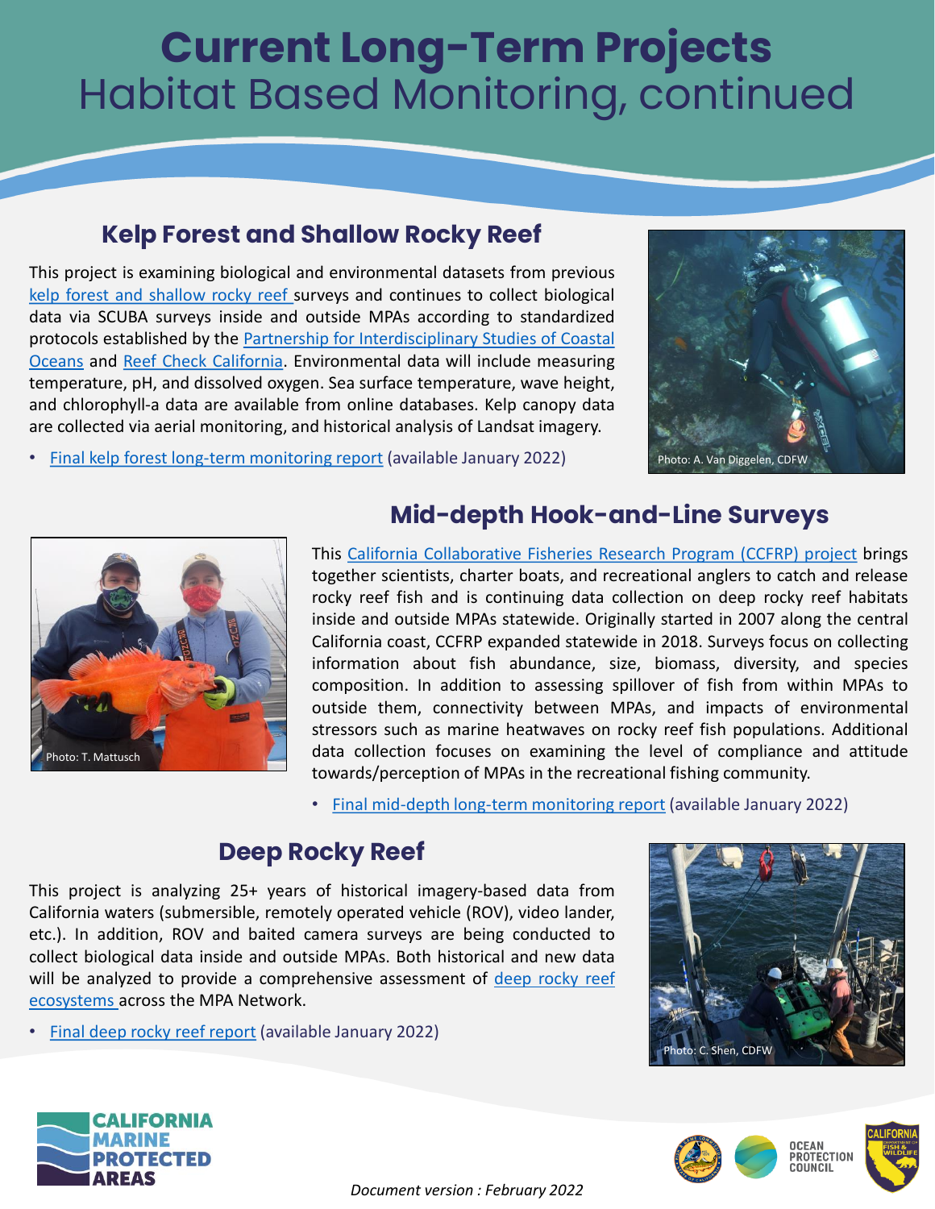# Current Long-Term Projects
## Habitat Based Monitoring, continued

### Kelp Forest and Shallow Rocky Reef

This project is examining biological and environmental datasets from previous kelp forest and shallow rocky reef surveys and continues to collect biological data via SCUBA surveys inside and outside MPAs according to standardized protocols established by the Partnership for Interdisciplinary Studies of Coastal Oceans and Reef Check California. Environmental data will include measuring temperature, pH, and dissolved oxygen. Sea surface temperature, wave height, and chlorophyll-a data are available from online databases. Kelp canopy data are collected via aerial monitoring, and historical analysis of Landsat imagery.

- Final kelp forest long-term monitoring report (available January 2022)

Photo: A. Van Diggelen, CDFW

### Mid-depth Hook-and-Line Surveys

Photo: T. Mattusch

This California Collaborative Fisheries Research Program (CCFRP) project brings together scientists, charter boats, and recreational anglers to catch and release rocky reef fish and is continuing data collection on deep rocky reef habitats inside and outside MPAs statewide. Originally started in 2007 along the central California coast, CCFRP expanded statewide in 2018. Surveys focus on collecting information about fish abundance, size, biomass, diversity, and species composition. In addition to assessing spillover of fish from within MPAs to outside them, connectivity between MPAs, and impacts of environmental stressors such as marine heatwaves on rocky reef fish populations. Additional data collection focuses on examining the level of compliance and attitude towards/perception of MPAs in the recreational fishing community.

- Final mid-depth long-term monitoring report (available January 2022)

### Deep Rocky Reef

This project is analyzing 25+ years of historical imagery-based data from California waters (submersible, remotely operated vehicle (ROV), video lander, etc.). In addition, ROV and baited camera surveys are being conducted to collect biological data inside and outside MPAs. Both historical and new data will be analyzed to provide a comprehensive assessment of deep rocky reef ecosystems across the MPA Network.

- Final deep rocky reef report (available January 2022)

Photo: C. Shen, CDFW

*Document version : February 2022*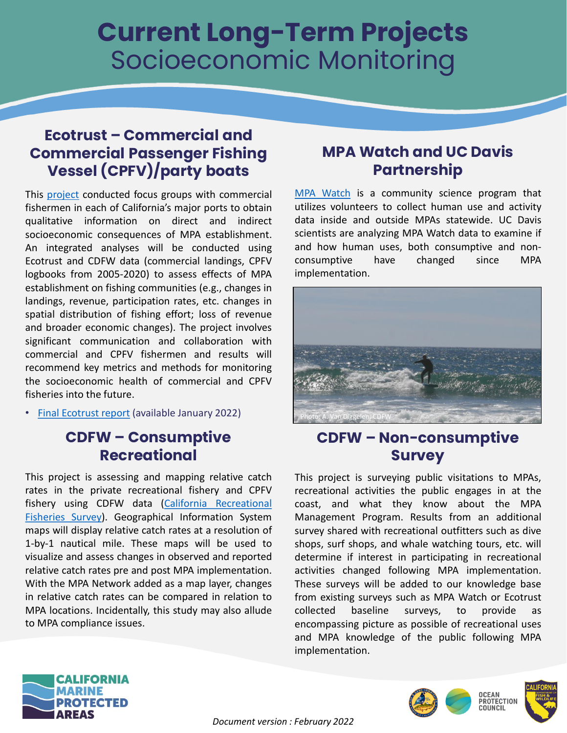# Current Long-Term Projects
## Socioeconomic Monitoring

### Ecotrust – Commercial and Commercial Passenger Fishing Vessel (CPFV)/party boats

This project conducted focus groups with commercial fishermen in each of California's major ports to obtain qualitative information on direct and indirect socioeconomic consequences of MPA establishment. An integrated analyses will be conducted using Ecotrust and CDFW data (commercial landings, CPFV logbooks from 2005-2020) to assess effects of MPA establishment on fishing communities (e.g., changes in landings, revenue, participation rates, etc. changes in spatial distribution of fishing effort; loss of revenue and broader economic changes). The project involves significant communication and collaboration with commercial and CPFV fishermen and results will recommend key metrics and methods for monitoring the socioeconomic health of commercial and CPFV fisheries into the future.

- Final Ecotrust report (available January 2022)

### CDFW – Consumptive Recreational

This project is assessing and mapping relative catch rates in the private recreational fishery and CPFV fishery using CDFW data (California Recreational Fisheries Survey). Geographical Information System maps will display relative catch rates at a resolution of 1-by-1 nautical mile. These maps will be used to visualize and assess changes in observed and reported relative catch rates pre and post MPA implementation. With the MPA Network added as a map layer, changes in relative catch rates can be compared in relation to MPA locations. Incidentally, this study may also allude to MPA compliance issues.

### MPA Watch and UC Davis Partnership

MPA Watch is a community science program that utilizes volunteers to collect human use and activity data inside and outside MPAs statewide. UC Davis scientists are analyzing MPA Watch data to examine if and how human uses, both consumptive and non-consumptive have changed since MPA implementation.

Photo: A. Van Diggelen, CDFW

### CDFW – Non-consumptive Survey

This project is surveying public visitations to MPAs, recreational activities the public engages in at the coast, and what they know about the MPA Management Program. Results from an additional survey shared with recreational outfitters such as dive shops, surf shops, and whale watching tours, etc. will determine if interest in participating in recreational activities changed following MPA implementation. These surveys will be added to our knowledge base from existing surveys such as MPA Watch or Ecotrust collected baseline surveys, to provide as encompassing picture as possible of recreational uses and MPA knowledge of the public following MPA implementation.

*Document version : February 2022*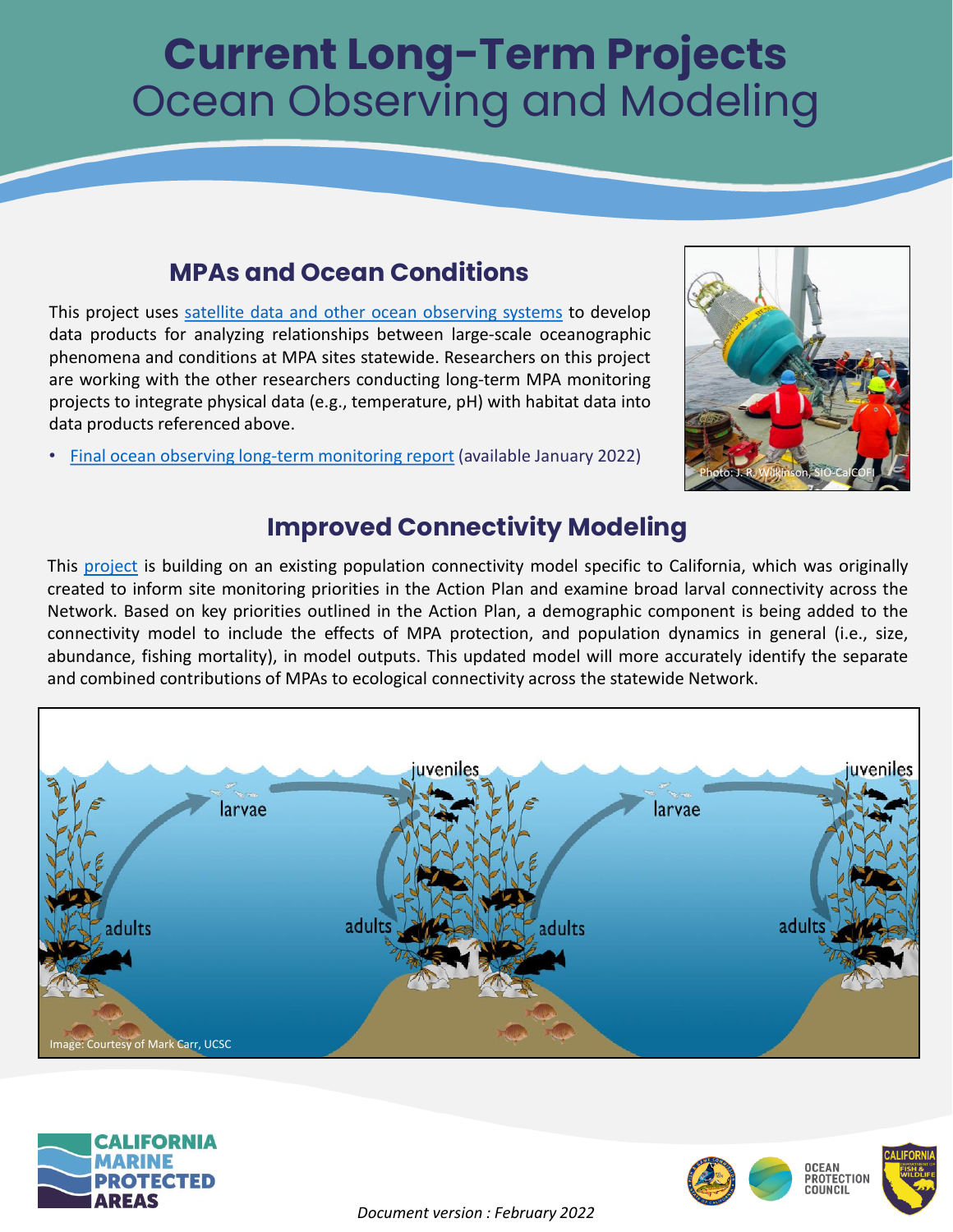# Current Long-Term Projects
## Ocean Observing and Modeling

### MPAs and Ocean Conditions

This project uses satellite data and other ocean observing systems to develop data products for analyzing relationships between large-scale oceanographic phenomena and conditions at MPA sites statewide. Researchers on this project are working with the other researchers conducting long-term MPA monitoring projects to integrate physical data (e.g., temperature, pH) with habitat data into data products referenced above.

- Final ocean observing long-term monitoring report (available January 2022)

Photo: J. R. Wilkinson, SIO-CalCOFI

### Improved Connectivity Modeling

This project is building on an existing population connectivity model specific to California, which was originally created to inform site monitoring priorities in the Action Plan and examine broad larval connectivity across the Network. Based on key priorities outlined in the Action Plan, a demographic component is being added to the connectivity model to include the effects of MPA protection, and population dynamics in general (i.e., size, abundance, fishing mortality), in model outputs. This updated model will more accurately identify the separate and combined contributions of MPAs to ecological connectivity across the statewide Network.

Image: Courtesy of Mark Carr, UCSC

*Document version : February 2022*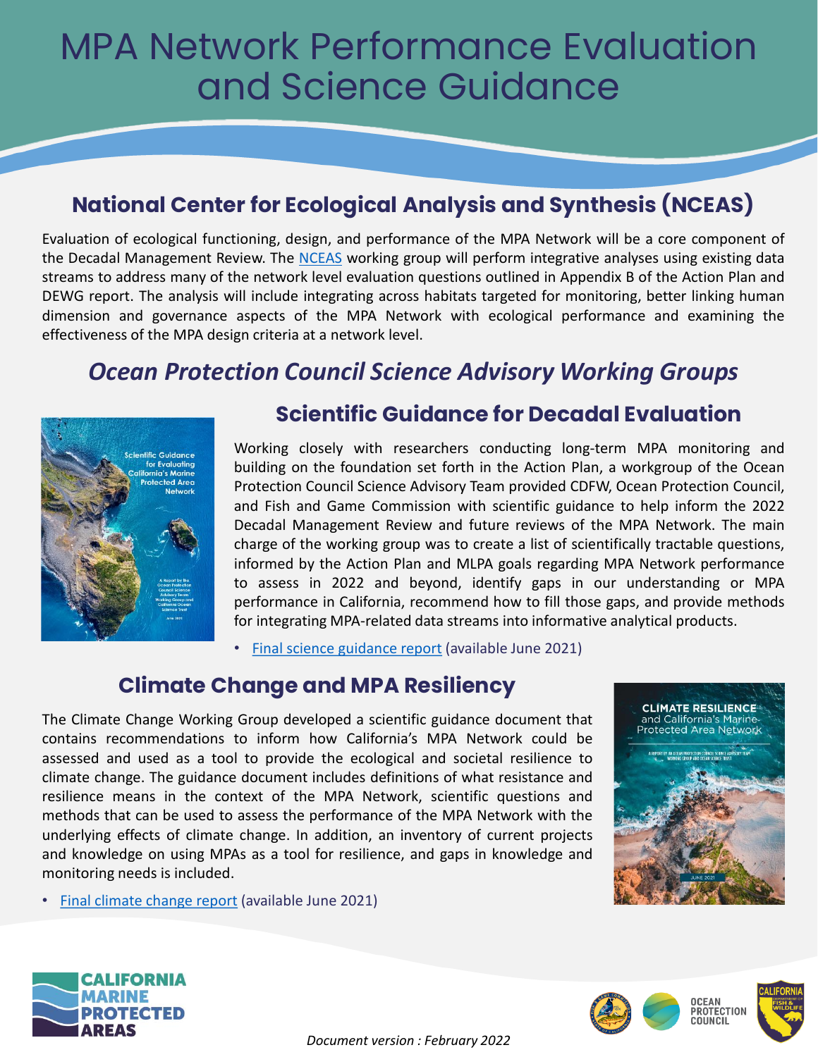# MPA Network Performance Evaluation and Science Guidance

## National Center for Ecological Analysis and Synthesis (NCEAS)

Evaluation of ecological functioning, design, and performance of the MPA Network will be a core component of the Decadal Management Review. The NCEAS working group will perform integrative analyses using existing data streams to address many of the network level evaluation questions outlined in Appendix B of the Action Plan and DEWG report. The analysis will include integrating across habitats targeted for monitoring, better linking human dimension and governance aspects of the MPA Network with ecological performance and examining the effectiveness of the MPA design criteria at a network level.

## *Ocean Protection Council Science Advisory Working Groups*

### Scientific Guidance for Decadal Evaluation

Working closely with researchers conducting long-term MPA monitoring and building on the foundation set forth in the Action Plan, a workgroup of the Ocean Protection Council Science Advisory Team provided CDFW, Ocean Protection Council, and Fish and Game Commission with scientific guidance to help inform the 2022 Decadal Management Review and future reviews of the MPA Network. The main charge of the working group was to create a list of scientifically tractable questions, informed by the Action Plan and MLPA goals regarding MPA Network performance to assess in 2022 and beyond, identify gaps in our understanding or MPA performance in California, recommend how to fill those gaps, and provide methods for integrating MPA-related data streams into informative analytical products.

- Final science guidance report (available June 2021)

### Climate Change and MPA Resiliency

The Climate Change Working Group developed a scientific guidance document that contains recommendations to inform how California's MPA Network could be assessed and used as a tool to provide the ecological and societal resilience to climate change. The guidance document includes definitions of what resistance and resilience means in the context of the MPA Network, scientific questions and methods that can be used to assess the performance of the MPA Network with the underlying effects of climate change. In addition, an inventory of current projects and knowledge on using MPAs as a tool for resilience, and gaps in knowledge and monitoring needs is included.

- Final climate change report (available June 2021)

*Document version : February 2022*